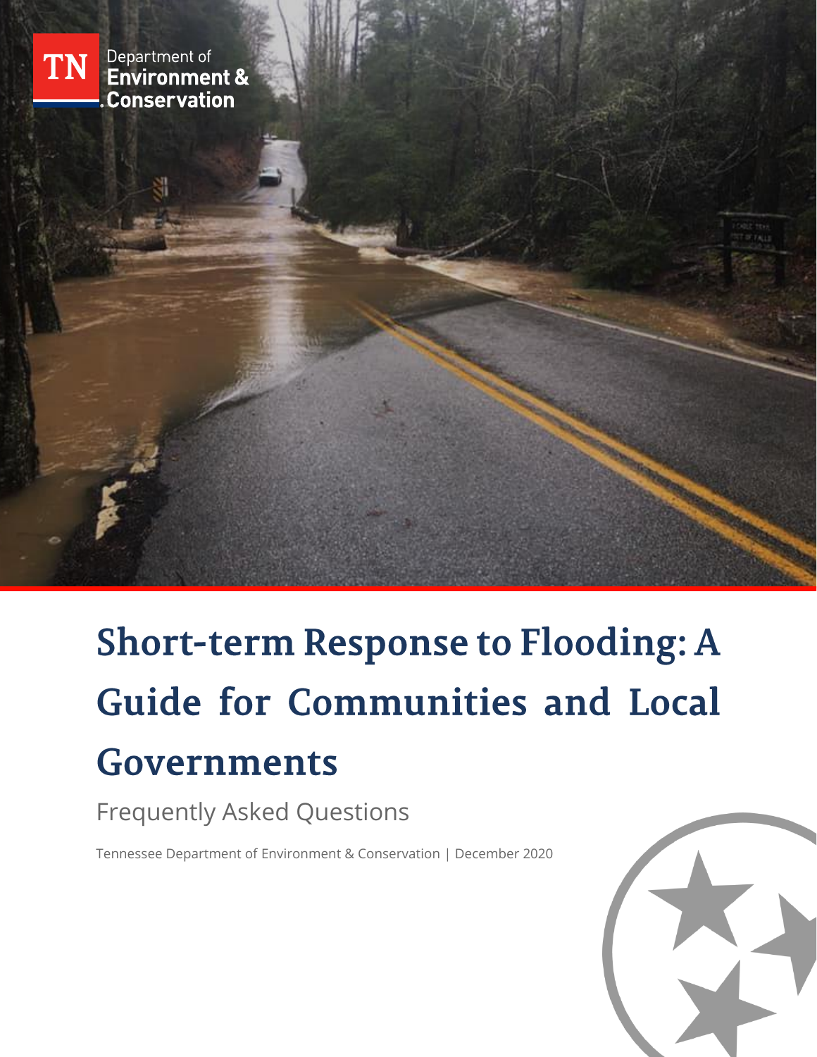TN Department of Environment & Conservation

# Short-term Response to Flooding: A Guide for Communities and Local Governments

Frequently Asked Questions

Tennessee Department of Environment & Conservation | December 2020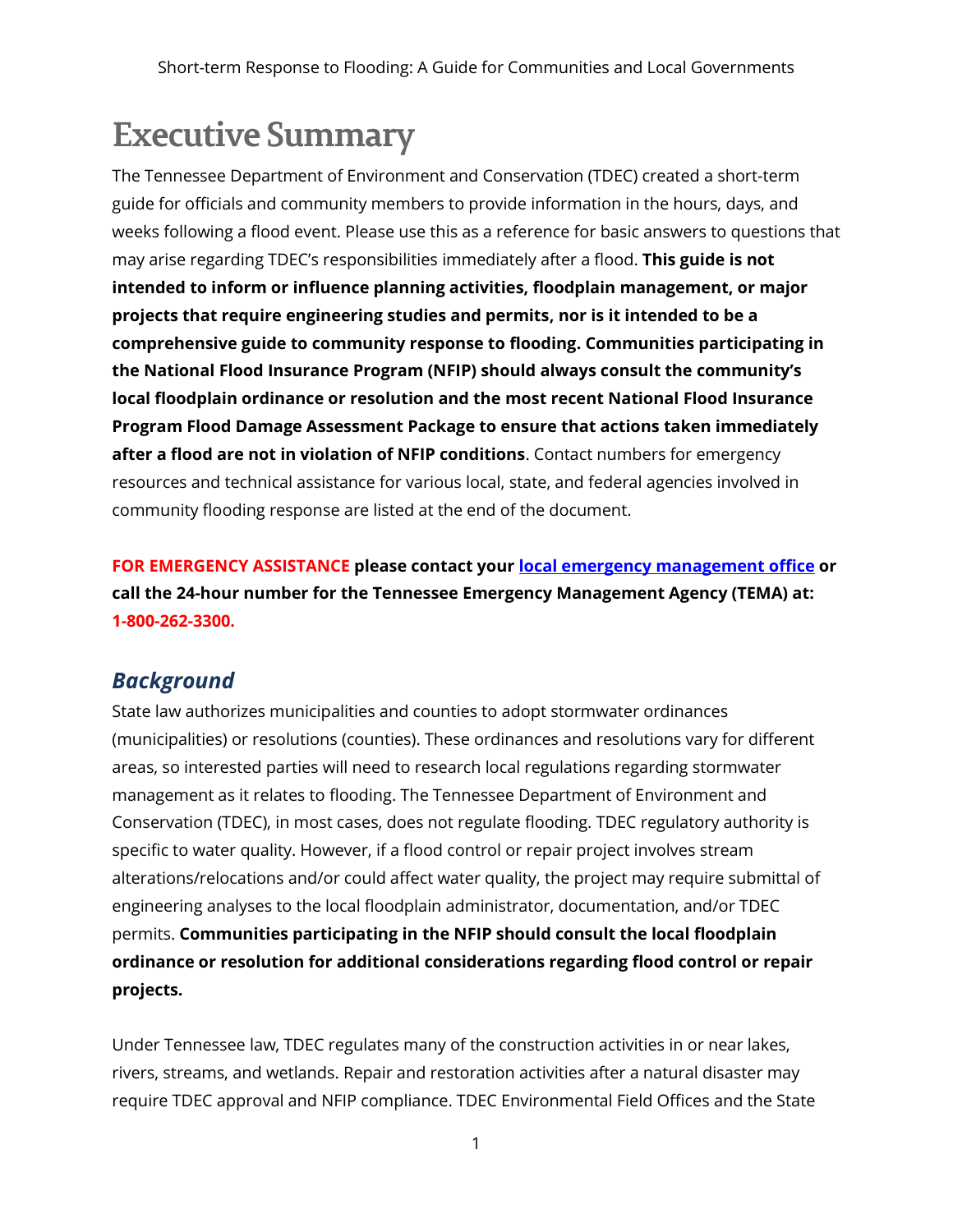# Executive Summary

The Tennessee Department of Environment and Conservation (TDEC) created a short-term guide for officials and community members to provide information in the hours, days, and weeks following a flood event. Please use this as a reference for basic answers to questions that may arise regarding TDEC's responsibilities immediately after a flood. **This guide is not intended to inform or influence planning activities, floodplain management, or major projects that require engineering studies and permits, nor is it intended to be a comprehensive guide to community response to flooding. Communities participating in the National Flood Insurance Program (NFIP) should always consult the community's local floodplain ordinance or resolution and the most recent National Flood Insurance Program Flood Damage Assessment Package to ensure that actions taken immediately after a flood are not in violation of NFIP conditions**. Contact numbers for emergency resources and technical assistance for various local, state, and federal agencies involved in community flooding response are listed at the end of the document.

**FOR EMERGENCY ASSISTANCE please contact your local emergency management office or call the 24-hour number for the Tennessee Emergency Management Agency (TEMA) at: 1-800-262-3300.**

## *Background*

State law authorizes municipalities and counties to adopt stormwater ordinances (municipalities) or resolutions (counties). These ordinances and resolutions vary for different areas, so interested parties will need to research local regulations regarding stormwater management as it relates to flooding. The Tennessee Department of Environment and Conservation (TDEC), in most cases, does not regulate flooding. TDEC regulatory authority is specific to water quality. However, if a flood control or repair project involves stream alterations/relocations and/or could affect water quality, the project may require submittal of engineering analyses to the local floodplain administrator, documentation, and/or TDEC permits. **Communities participating in the NFIP should consult the local floodplain ordinance or resolution for additional considerations regarding flood control or repair projects.**

Under Tennessee law, TDEC regulates many of the construction activities in or near lakes, rivers, streams, and wetlands. Repair and restoration activities after a natural disaster may require TDEC approval and NFIP compliance. TDEC Environmental Field Offices and the State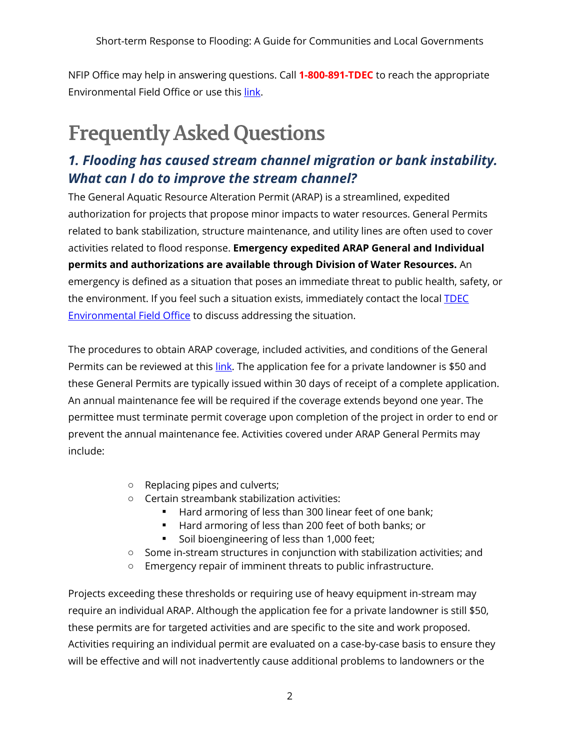NFIP Office may help in answering questions. Call **1-800-891-TDEC** to reach the appropriate Environmental Field Office or use this link.

# Frequently Asked Questions

## *1. Flooding has caused stream channel migration or bank instability. What can I do to improve the stream channel?*

The General Aquatic Resource Alteration Permit (ARAP) is a streamlined, expedited authorization for projects that propose minor impacts to water resources. General Permits related to bank stabilization, structure maintenance, and utility lines are often used to cover activities related to flood response. **Emergency expedited ARAP General and Individual permits and authorizations are available through Division of Water Resources.** An emergency is defined as a situation that poses an immediate threat to public health, safety, or the environment. If you feel such a situation exists, immediately contact the local TDEC Environmental Field Office to discuss addressing the situation.

The procedures to obtain ARAP coverage, included activities, and conditions of the General Permits can be reviewed at this link. The application fee for a private landowner is $50 and these General Permits are typically issued within 30 days of receipt of a complete application. An annual maintenance fee will be required if the coverage extends beyond one year. The permittee must terminate permit coverage upon completion of the project in order to end or prevent the annual maintenance fee. Activities covered under ARAP General Permits may include:

- Replacing pipes and culverts;
- Certain streambank stabilization activities:
  - Hard armoring of less than 300 linear feet of one bank;
  - Hard armoring of less than 200 feet of both banks; or
  - Soil bioengineering of less than 1,000 feet;
- Some in-stream structures in conjunction with stabilization activities; and
- Emergency repair of imminent threats to public infrastructure.

Projects exceeding these thresholds or requiring use of heavy equipment in-stream may require an individual ARAP. Although the application fee for a private landowner is still $50, these permits are for targeted activities and are specific to the site and work proposed. Activities requiring an individual permit are evaluated on a case-by-case basis to ensure they will be effective and will not inadvertently cause additional problems to landowners or the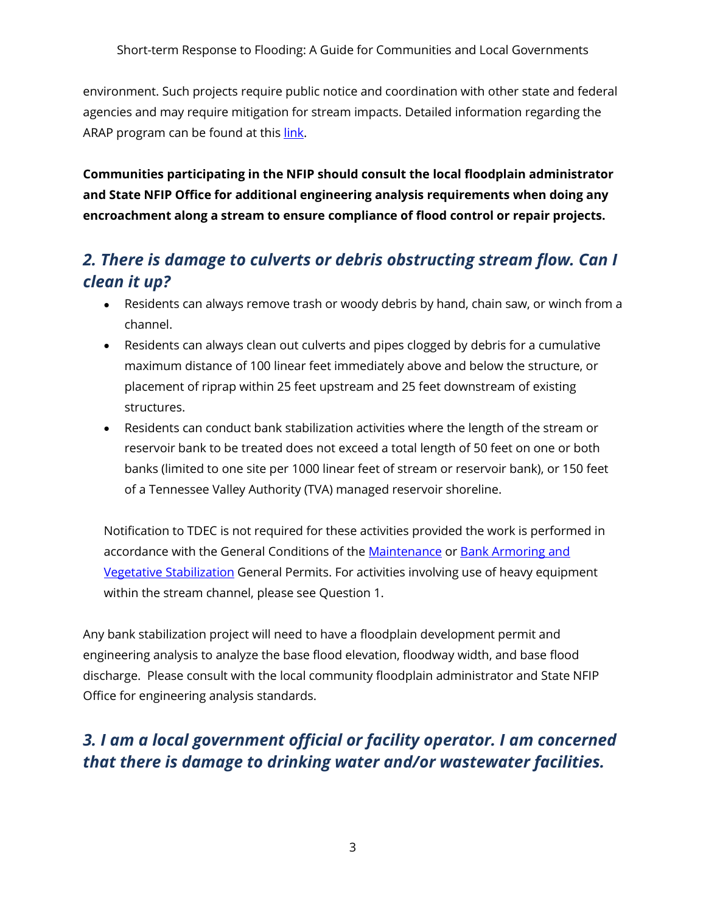environment. Such projects require public notice and coordination with other state and federal agencies and may require mitigation for stream impacts. Detailed information regarding the ARAP program can be found at this [link](link).

**Communities participating in the NFIP should consult the local floodplain administrator and State NFIP Office for additional engineering analysis requirements when doing any encroachment along a stream to ensure compliance of flood control or repair projects.**

## *2. There is damage to culverts or debris obstructing stream flow. Can I clean it up?*

- Residents can always remove trash or woody debris by hand, chain saw, or winch from a channel.
- Residents can always clean out culverts and pipes clogged by debris for a cumulative maximum distance of 100 linear feet immediately above and below the structure, or placement of riprap within 25 feet upstream and 25 feet downstream of existing structures.
- Residents can conduct bank stabilization activities where the length of the stream or reservoir bank to be treated does not exceed a total length of 50 feet on one or both banks (limited to one site per 1000 linear feet of stream or reservoir bank), or 150 feet of a Tennessee Valley Authority (TVA) managed reservoir shoreline.

Notification to TDEC is not required for these activities provided the work is performed in accordance with the General Conditions of the Maintenance or Bank Armoring and Vegetative Stabilization General Permits. For activities involving use of heavy equipment within the stream channel, please see Question 1.

Any bank stabilization project will need to have a floodplain development permit and engineering analysis to analyze the base flood elevation, floodway width, and base flood discharge. Please consult with the local community floodplain administrator and State NFIP Office for engineering analysis standards.

## *3. I am a local government official or facility operator. I am concerned that there is damage to drinking water and/or wastewater facilities.*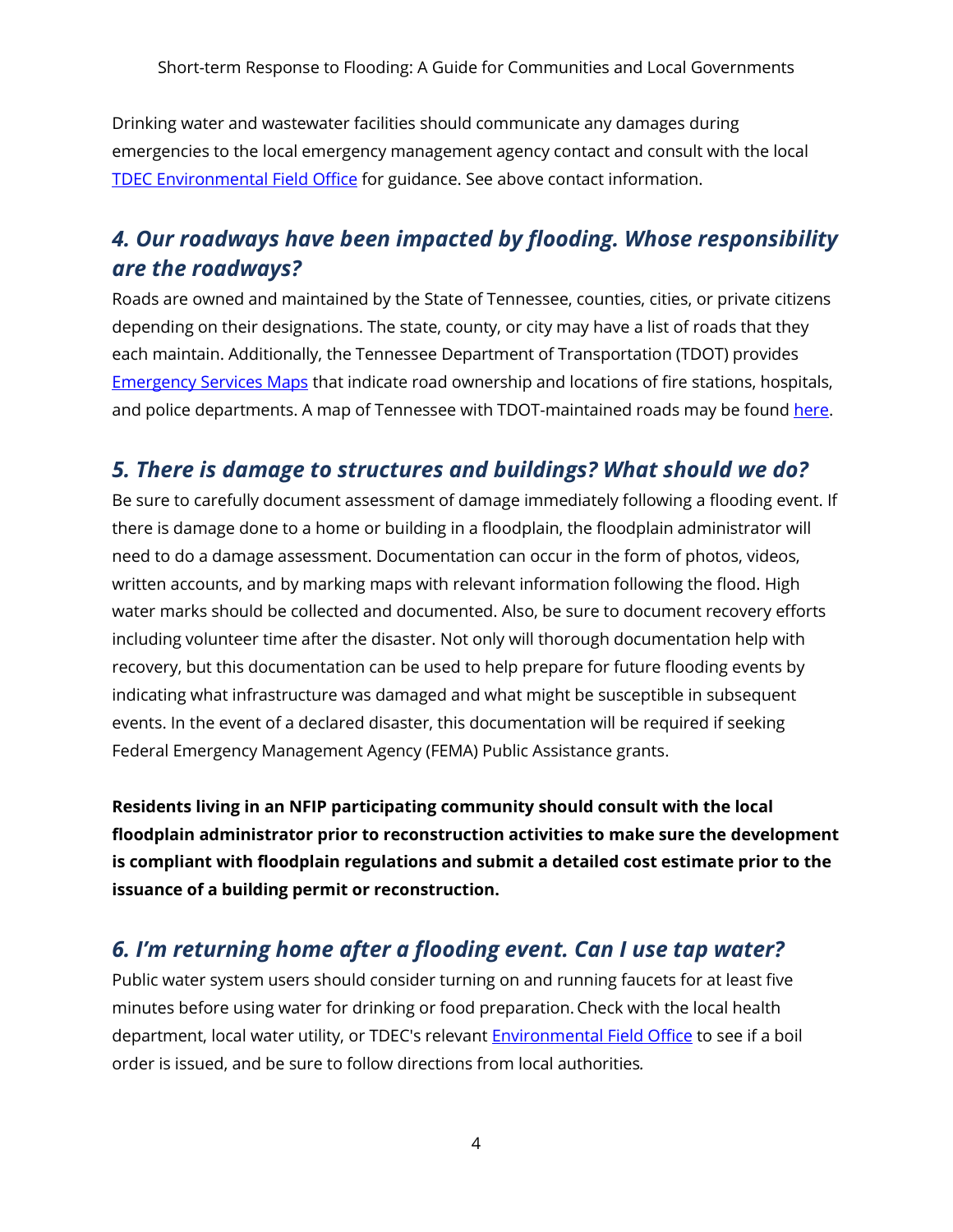Drinking water and wastewater facilities should communicate any damages during emergencies to the local emergency management agency contact and consult with the local TDEC Environmental Field Office for guidance. See above contact information.

## *4. Our roadways have been impacted by flooding. Whose responsibility are the roadways?*

Roads are owned and maintained by the State of Tennessee, counties, cities, or private citizens depending on their designations. The state, county, or city may have a list of roads that they each maintain. Additionally, the Tennessee Department of Transportation (TDOT) provides Emergency Services Maps that indicate road ownership and locations of fire stations, hospitals, and police departments. A map of Tennessee with TDOT-maintained roads may be found here.

## *5. There is damage to structures and buildings? What should we do?*

Be sure to carefully document assessment of damage immediately following a flooding event. If there is damage done to a home or building in a floodplain, the floodplain administrator will need to do a damage assessment. Documentation can occur in the form of photos, videos, written accounts, and by marking maps with relevant information following the flood. High water marks should be collected and documented. Also, be sure to document recovery efforts including volunteer time after the disaster. Not only will thorough documentation help with recovery, but this documentation can be used to help prepare for future flooding events by indicating what infrastructure was damaged and what might be susceptible in subsequent events. In the event of a declared disaster, this documentation will be required if seeking Federal Emergency Management Agency (FEMA) Public Assistance grants.

**Residents living in an NFIP participating community should consult with the local floodplain administrator prior to reconstruction activities to make sure the development is compliant with floodplain regulations and submit a detailed cost estimate prior to the issuance of a building permit or reconstruction.**

## *6. I'm returning home after a flooding event. Can I use tap water?*

Public water system users should consider turning on and running faucets for at least five minutes before using water for drinking or food preparation. Check with the local health department, local water utility, or TDEC's relevant Environmental Field Office to see if a boil order is issued, and be sure to follow directions from local authorities.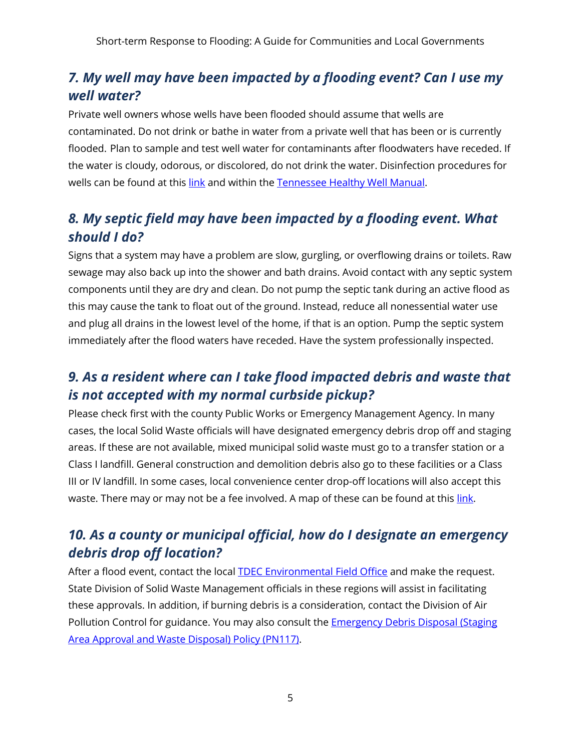## *7. My well may have been impacted by a flooding event? Can I use my well water?*

Private well owners whose wells have been flooded should assume that wells are contaminated. Do not drink or bathe in water from a private well that has been or is currently flooded. Plan to sample and test well water for contaminants after floodwaters have receded. If the water is cloudy, odorous, or discolored, do not drink the water. Disinfection procedures for wells can be found at this link and within the Tennessee Healthy Well Manual.

## *8. My septic field may have been impacted by a flooding event. What should I do?*

Signs that a system may have a problem are slow, gurgling, or overflowing drains or toilets. Raw sewage may also back up into the shower and bath drains. Avoid contact with any septic system components until they are dry and clean. Do not pump the septic tank during an active flood as this may cause the tank to float out of the ground. Instead, reduce all nonessential water use and plug all drains in the lowest level of the home, if that is an option. Pump the septic system immediately after the flood waters have receded. Have the system professionally inspected.

## *9. As a resident where can I take flood impacted debris and waste that is not accepted with my normal curbside pickup?*

Please check first with the county Public Works or Emergency Management Agency. In many cases, the local Solid Waste officials will have designated emergency debris drop off and staging areas. If these are not available, mixed municipal solid waste must go to a transfer station or a Class I landfill. General construction and demolition debris also go to these facilities or a Class III or IV landfill. In some cases, local convenience center drop-off locations will also accept this waste. There may or may not be a fee involved. A map of these can be found at this link.

## *10. As a county or municipal official, how do I designate an emergency debris drop off location?*

After a flood event, contact the local TDEC Environmental Field Office and make the request. State Division of Solid Waste Management officials in these regions will assist in facilitating these approvals. In addition, if burning debris is a consideration, contact the Division of Air Pollution Control for guidance. You may also consult the Emergency Debris Disposal (Staging Area Approval and Waste Disposal) Policy (PN117).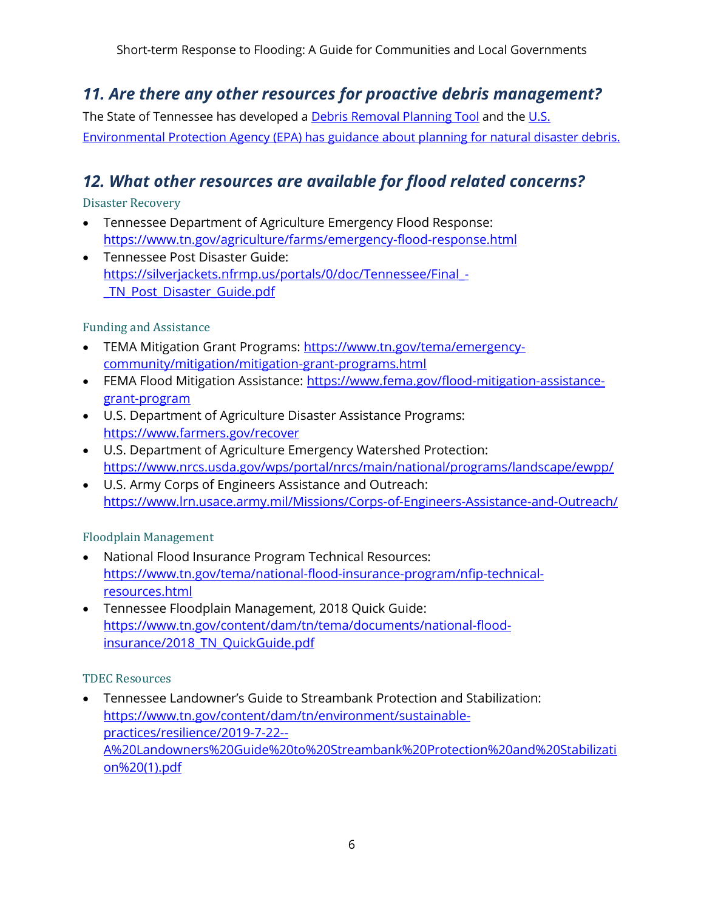## *11. Are there any other resources for proactive debris management?*

The State of Tennessee has developed a Debris Removal Planning Tool and the U.S. Environmental Protection Agency (EPA) has guidance about planning for natural disaster debris.

## *12. What other resources are available for flood related concerns?*

### Disaster Recovery

- Tennessee Department of Agriculture Emergency Flood Response: https://www.tn.gov/agriculture/farms/emergency-flood-response.html
- Tennessee Post Disaster Guide: https://silverjackets.nfrmp.us/portals/0/doc/Tennessee/Final_-_TN_Post_Disaster_Guide.pdf

### Funding and Assistance

- TEMA Mitigation Grant Programs: https://www.tn.gov/tema/emergency-community/mitigation/mitigation-grant-programs.html
- FEMA Flood Mitigation Assistance: https://www.fema.gov/flood-mitigation-assistance-grant-program
- U.S. Department of Agriculture Disaster Assistance Programs: https://www.farmers.gov/recover
- U.S. Department of Agriculture Emergency Watershed Protection: https://www.nrcs.usda.gov/wps/portal/nrcs/main/national/programs/landscape/ewpp/
- U.S. Army Corps of Engineers Assistance and Outreach: https://www.lrn.usace.army.mil/Missions/Corps-of-Engineers-Assistance-and-Outreach/

### Floodplain Management

- National Flood Insurance Program Technical Resources: https://www.tn.gov/tema/national-flood-insurance-program/nfip-technical-resources.html
- Tennessee Floodplain Management, 2018 Quick Guide: https://www.tn.gov/content/dam/tn/tema/documents/national-flood-insurance/2018_TN_QuickGuide.pdf

### TDEC Resources

- Tennessee Landowner's Guide to Streambank Protection and Stabilization: https://www.tn.gov/content/dam/tn/environment/sustainable-practices/resilience/2019-7-22--A%20Landowners%20Guide%20to%20Streambank%20Protection%20and%20Stabilization%20(1).pdf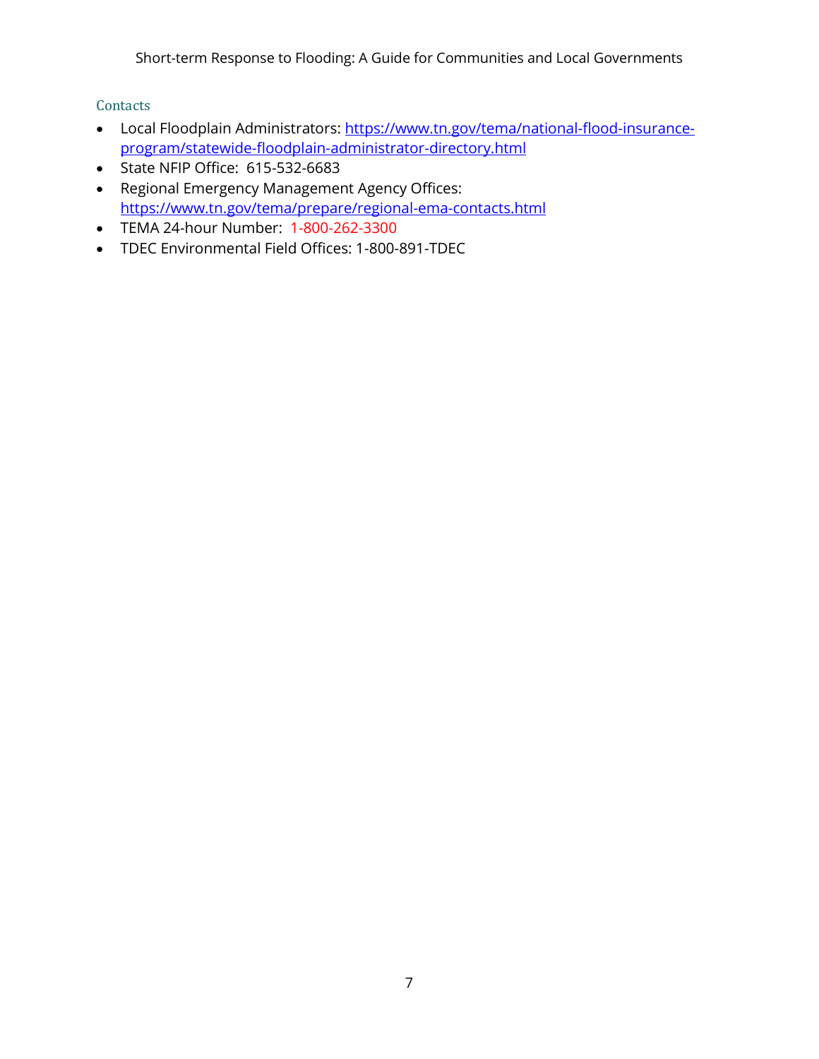### Contacts

- Local Floodplain Administrators: https://www.tn.gov/tema/national-flood-insurance-program/statewide-floodplain-administrator-directory.html
- State NFIP Office: 615-532-6683
- Regional Emergency Management Agency Offices: https://www.tn.gov/tema/prepare/regional-ema-contacts.html
- TEMA 24-hour Number: 1-800-262-3300
- TDEC Environmental Field Offices: 1-800-891-TDEC